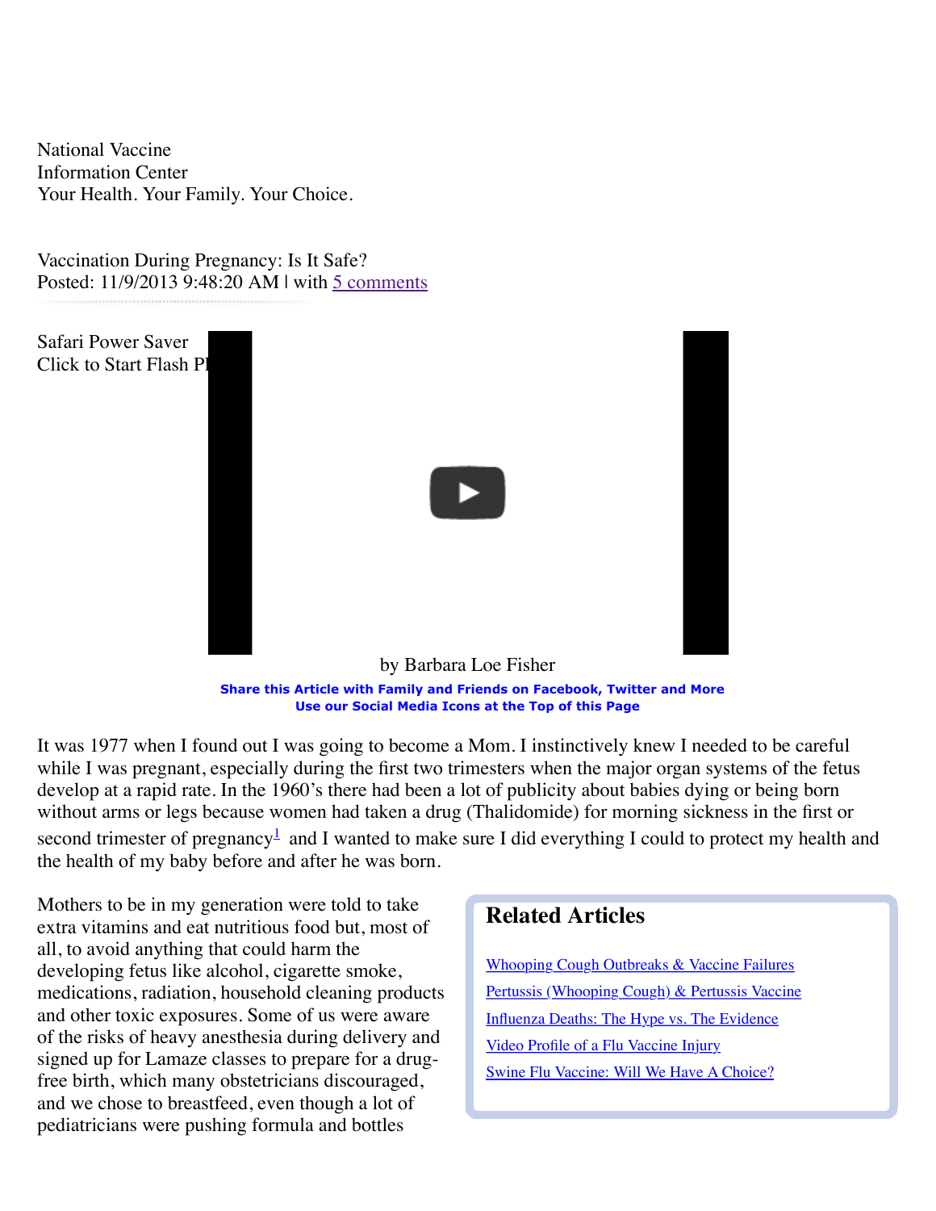National Vaccine
Information Center
Your Health. Your Family. Your Choice.

# Vaccination During Pregnancy: Is It Safe?

Posted: 11/9/2013 9:48:20 AM | with 5 comments

Safari Power Saver
Click to Start Flash Pl

by Barbara Loe Fisher

**Share this Article with Family and Friends on Facebook, Twitter and More**
**Use our Social Media Icons at the Top of this Page**

It was 1977 when I found out I was going to become a Mom. I instinctively knew I needed to be careful while I was pregnant, especially during the first two trimesters when the major organ systems of the fetus develop at a rapid rate. In the 1960's there had been a lot of publicity about babies dying or being born without arms or legs because women had taken a drug (Thalidomide) for morning sickness in the first or second trimester of pregnancy[1] and I wanted to make sure I did everything I could to protect my health and the health of my baby before and after he was born.

Mothers to be in my generation were told to take extra vitamins and eat nutritious food but, most of all, to avoid anything that could harm the developing fetus like alcohol, cigarette smoke, medications, radiation, household cleaning products and other toxic exposures. Some of us were aware of the risks of heavy anesthesia during delivery and signed up for Lamaze classes to prepare for a drug-free birth, which many obstetricians discouraged, and we chose to breastfeed, even though a lot of pediatricians were pushing formula and bottles

## Related Articles

- Whooping Cough Outbreaks & Vaccine Failures
- Pertussis (Whooping Cough) & Pertussis Vaccine
- Influenza Deaths: The Hype vs. The Evidence
- Video Profile of a Flu Vaccine Injury
- Swine Flu Vaccine: Will We Have A Choice?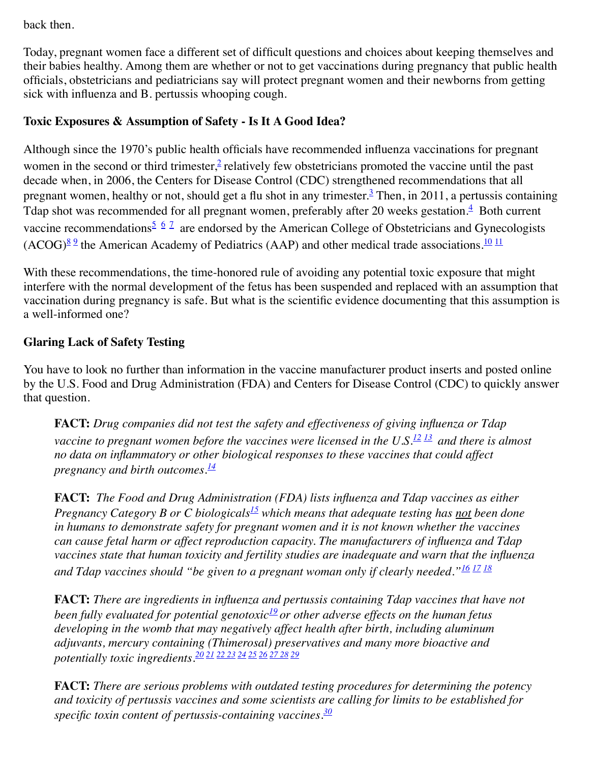back then.

Today, pregnant women face a different set of difficult questions and choices about keeping themselves and their babies healthy. Among them are whether or not to get vaccinations during pregnancy that public health officials, obstetricians and pediatricians say will protect pregnant women and their newborns from getting sick with influenza and B. pertussis whooping cough.

**Toxic Exposures & Assumption of Safety - Is It A Good Idea?**

Although since the 1970's public health officials have recommended influenza vaccinations for pregnant women in the second or third trimester,[2] relatively few obstetricians promoted the vaccine until the past decade when, in 2006, the Centers for Disease Control (CDC) strengthened recommendations that all pregnant women, healthy or not, should get a flu shot in any trimester.[3] Then, in 2011, a pertussis containing Tdap shot was recommended for all pregnant women, preferably after 20 weeks gestation.[4] Both current vaccine recommendations[5] [6] [7] are endorsed by the American College of Obstetricians and Gynecologists (ACOG)[8] [9] the American Academy of Pediatrics (AAP) and other medical trade associations.[10] [11]

With these recommendations, the time-honored rule of avoiding any potential toxic exposure that might interfere with the normal development of the fetus has been suspended and replaced with an assumption that vaccination during pregnancy is safe. But what is the scientific evidence documenting that this assumption is a well-informed one?

**Glaring Lack of Safety Testing**

You have to look no further than information in the vaccine manufacturer product inserts and posted online by the U.S. Food and Drug Administration (FDA) and Centers for Disease Control (CDC) to quickly answer that question.

> **FACT:** *Drug companies did not test the safety and effectiveness of giving influenza or Tdap vaccine to pregnant women before the vaccines were licensed in the U.S.*[12] [13] *and there is almost no data on inflammatory or other biological responses to these vaccines that could affect pregnancy and birth outcomes.*[14]
>
> **FACT:** *The Food and Drug Administration (FDA) lists influenza and Tdap vaccines as either Pregnancy Category B or C biologicals*[15] *which means that adequate testing has not been done in humans to demonstrate safety for pregnant women and it is not known whether the vaccines can cause fetal harm or affect reproduction capacity. The manufacturers of influenza and Tdap vaccines state that human toxicity and fertility studies are inadequate and warn that the influenza and Tdap vaccines should "be given to a pregnant woman only if clearly needed."*[16] [17] [18]
>
> **FACT:** *There are ingredients in influenza and pertussis containing Tdap vaccines that have not been fully evaluated for potential genotoxic*[19] *or other adverse effects on the human fetus developing in the womb that may negatively affect health after birth, including aluminum adjuvants, mercury containing (Thimerosal) preservatives and many more bioactive and potentially toxic ingredients.*[20] [21] [22] [23] [24] [25] [26] [27] [28] [29]
>
> **FACT:** *There are serious problems with outdated testing procedures for determining the potency and toxicity of pertussis vaccines and some scientists are calling for limits to be established for specific toxin content of pertussis-containing vaccines.*[30]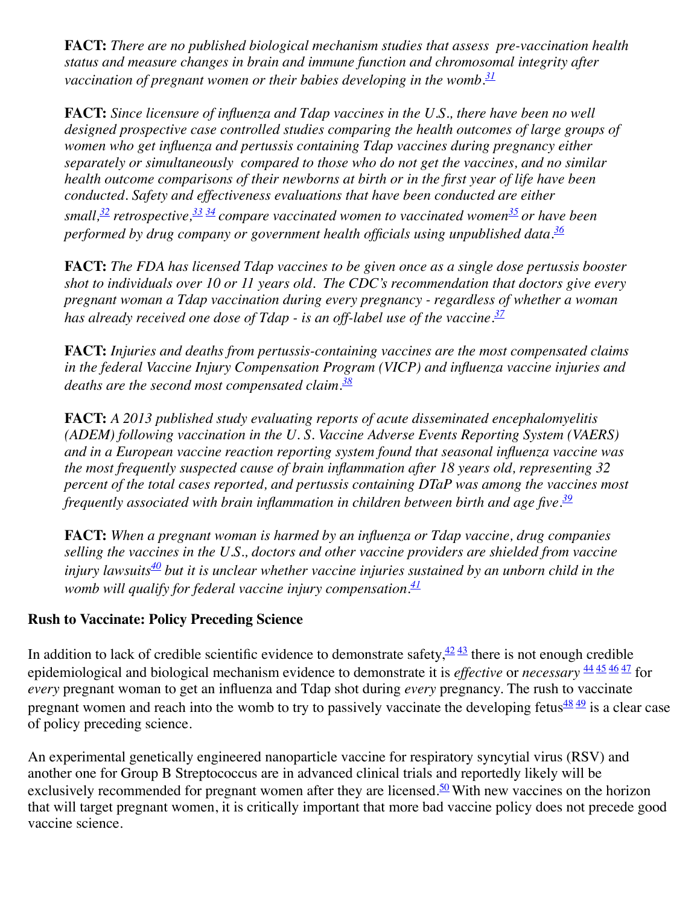**FACT:** *There are no published biological mechanism studies that assess pre-vaccination health status and measure changes in brain and immune function and chromosomal integrity after vaccination of pregnant women or their babies developing in the womb.*[31]

**FACT:** *Since licensure of influenza and Tdap vaccines in the U.S., there have been no well designed prospective case controlled studies comparing the health outcomes of large groups of women who get influenza and pertussis containing Tdap vaccines during pregnancy either separately or simultaneously compared to those who do not get the vaccines, and no similar health outcome comparisons of their newborns at birth or in the first year of life have been conducted. Safety and effectiveness evaluations that have been conducted are either small,*[32] *retrospective,*[33] [34] *compare vaccinated women to vaccinated women*[35] *or have been performed by drug company or government health officials using unpublished data.*[36]

**FACT:** *The FDA has licensed Tdap vaccines to be given once as a single dose pertussis booster shot to individuals over 10 or 11 years old. The CDC's recommendation that doctors give every pregnant woman a Tdap vaccination during every pregnancy - regardless of whether a woman has already received one dose of Tdap - is an off-label use of the vaccine.*[37]

**FACT:** *Injuries and deaths from pertussis-containing vaccines are the most compensated claims in the federal Vaccine Injury Compensation Program (VICP) and influenza vaccine injuries and deaths are the second most compensated claim.*[38]

**FACT:** *A 2013 published study evaluating reports of acute disseminated encephalomyelitis (ADEM) following vaccination in the U. S. Vaccine Adverse Events Reporting System (VAERS) and in a European vaccine reaction reporting system found that seasonal influenza vaccine was the most frequently suspected cause of brain inflammation after 18 years old, representing 32 percent of the total cases reported, and pertussis containing DTaP was among the vaccines most frequently associated with brain inflammation in children between birth and age five.*[39]

**FACT:** *When a pregnant woman is harmed by an influenza or Tdap vaccine, drug companies selling the vaccines in the U.S., doctors and other vaccine providers are shielded from vaccine injury lawsuits*[40] *but it is unclear whether vaccine injuries sustained by an unborn child in the womb will qualify for federal vaccine injury compensation.*[41]

## Rush to Vaccinate: Policy Preceding Science

In addition to lack of credible scientific evidence to demonstrate safety,[42] [43] there is not enough credible epidemiological and biological mechanism evidence to demonstrate it is *effective* or *necessary* [44] [45] [46] [47] for *every* pregnant woman to get an influenza and Tdap shot during *every* pregnancy. The rush to vaccinate pregnant women and reach into the womb to try to passively vaccinate the developing fetus[48] [49] is a clear case of policy preceding science.

An experimental genetically engineered nanoparticle vaccine for respiratory syncytial virus (RSV) and another one for Group B Streptococcus are in advanced clinical trials and reportedly likely will be exclusively recommended for pregnant women after they are licensed.[50] With new vaccines on the horizon that will target pregnant women, it is critically important that more bad vaccine policy does not precede good vaccine science.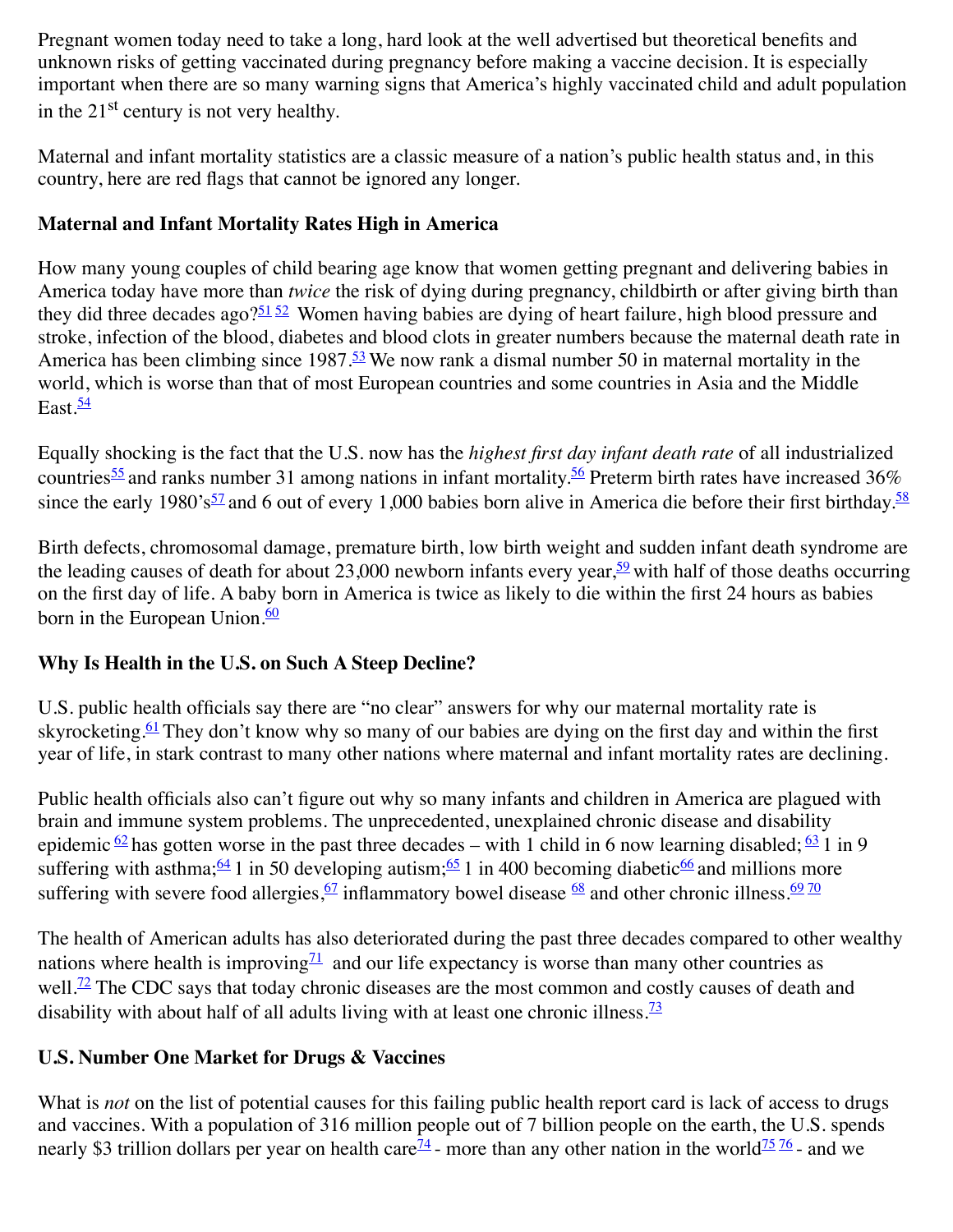Pregnant women today need to take a long, hard look at the well advertised but theoretical benefits and unknown risks of getting vaccinated during pregnancy before making a vaccine decision. It is especially important when there are so many warning signs that America's highly vaccinated child and adult population in the 21st century is not very healthy.

Maternal and infant mortality statistics are a classic measure of a nation's public health status and, in this country, here are red flags that cannot be ignored any longer.

**Maternal and Infant Mortality Rates High in America**

How many young couples of child bearing age know that women getting pregnant and delivering babies in America today have more than *twice* the risk of dying during pregnancy, childbirth or after giving birth than they did three decades ago?[51] [52] Women having babies are dying of heart failure, high blood pressure and stroke, infection of the blood, diabetes and blood clots in greater numbers because the maternal death rate in America has been climbing since 1987.[53] We now rank a dismal number 50 in maternal mortality in the world, which is worse than that of most European countries and some countries in Asia and the Middle East.[54]

Equally shocking is the fact that the U.S. now has the *highest first day infant death rate* of all industrialized countries[55] and ranks number 31 among nations in infant mortality.[56] Preterm birth rates have increased 36% since the early 1980's[57] and 6 out of every 1,000 babies born alive in America die before their first birthday.[58]

Birth defects, chromosomal damage, premature birth, low birth weight and sudden infant death syndrome are the leading causes of death for about 23,000 newborn infants every year,[59] with half of those deaths occurring on the first day of life. A baby born in America is twice as likely to die within the first 24 hours as babies born in the European Union.[60]

**Why Is Health in the U.S. on Such A Steep Decline?**

U.S. public health officials say there are "no clear" answers for why our maternal mortality rate is skyrocketing.[61] They don't know why so many of our babies are dying on the first day and within the first year of life, in stark contrast to many other nations where maternal and infant mortality rates are declining.

Public health officials also can't figure out why so many infants and children in America are plagued with brain and immune system problems. The unprecedented, unexplained chronic disease and disability epidemic [62] has gotten worse in the past three decades – with 1 child in 6 now learning disabled; [63] 1 in 9 suffering with asthma;[64] 1 in 50 developing autism;[65] 1 in 400 becoming diabetic[66] and millions more suffering with severe food allergies,[67] inflammatory bowel disease [68] and other chronic illness.[69] [70]

The health of American adults has also deteriorated during the past three decades compared to other wealthy nations where health is improving[71] and our life expectancy is worse than many other countries as well.[72] The CDC says that today chronic diseases are the most common and costly causes of death and disability with about half of all adults living with at least one chronic illness.[73]

**U.S. Number One Market for Drugs & Vaccines**

What is *not* on the list of potential causes for this failing public health report card is lack of access to drugs and vaccines. With a population of 316 million people out of 7 billion people on the earth, the U.S. spends nearly $3 trillion dollars per year on health care[74] - more than any other nation in the world[75] [76] - and we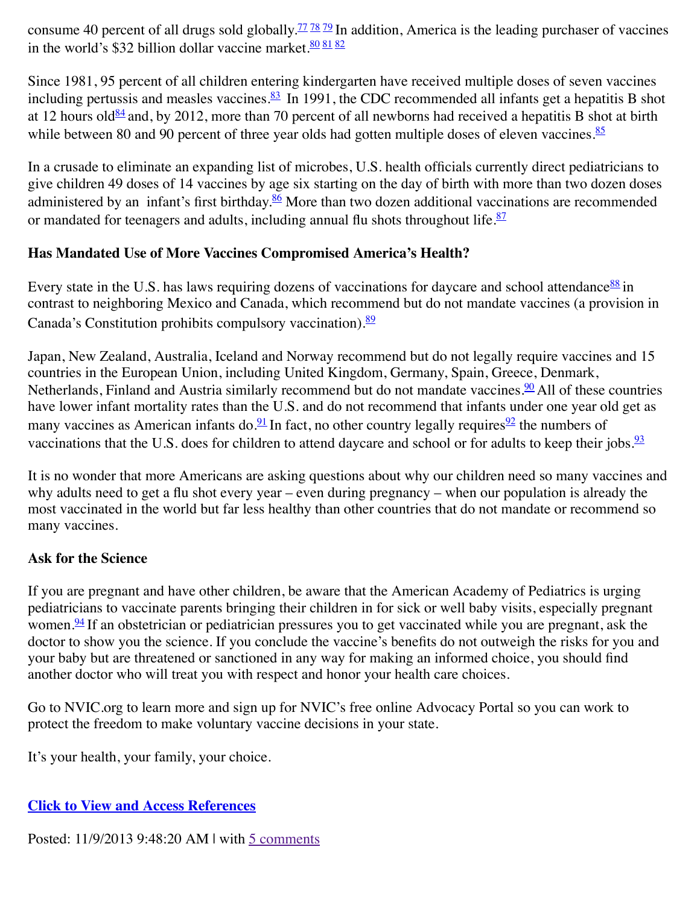consume 40 percent of all drugs sold globally.[77] [78] [79] In addition, America is the leading purchaser of vaccines in the world's $32 billion dollar vaccine market.[80] [81] [82]

Since 1981, 95 percent of all children entering kindergarten have received multiple doses of seven vaccines including pertussis and measles vaccines.[83] In 1991, the CDC recommended all infants get a hepatitis B shot at 12 hours old[84] and, by 2012, more than 70 percent of all newborns had received a hepatitis B shot at birth while between 80 and 90 percent of three year olds had gotten multiple doses of eleven vaccines.[85]

In a crusade to eliminate an expanding list of microbes, U.S. health officials currently direct pediatricians to give children 49 doses of 14 vaccines by age six starting on the day of birth with more than two dozen doses administered by an infant's first birthday.[86] More than two dozen additional vaccinations are recommended or mandated for teenagers and adults, including annual flu shots throughout life.[87]

**Has Mandated Use of More Vaccines Compromised America's Health?**

Every state in the U.S. has laws requiring dozens of vaccinations for daycare and school attendance[88] in contrast to neighboring Mexico and Canada, which recommend but do not mandate vaccines (a provision in Canada's Constitution prohibits compulsory vaccination).[89]

Japan, New Zealand, Australia, Iceland and Norway recommend but do not legally require vaccines and 15 countries in the European Union, including United Kingdom, Germany, Spain, Greece, Denmark, Netherlands, Finland and Austria similarly recommend but do not mandate vaccines.[90] All of these countries have lower infant mortality rates than the U.S. and do not recommend that infants under one year old get as many vaccines as American infants do.[91] In fact, no other country legally requires[92] the numbers of vaccinations that the U.S. does for children to attend daycare and school or for adults to keep their jobs.[93]

It is no wonder that more Americans are asking questions about why our children need so many vaccines and why adults need to get a flu shot every year – even during pregnancy – when our population is already the most vaccinated in the world but far less healthy than other countries that do not mandate or recommend so many vaccines.

**Ask for the Science**

If you are pregnant and have other children, be aware that the American Academy of Pediatrics is urging pediatricians to vaccinate parents bringing their children in for sick or well baby visits, especially pregnant women.[94] If an obstetrician or pediatrician pressures you to get vaccinated while you are pregnant, ask the doctor to show you the science. If you conclude the vaccine's benefits do not outweigh the risks for you and your baby but are threatened or sanctioned in any way for making an informed choice, you should find another doctor who will treat you with respect and honor your health care choices.

Go to NVIC.org to learn more and sign up for NVIC's free online Advocacy Portal so you can work to protect the freedom to make voluntary vaccine decisions in your state.

It's your health, your family, your choice.

**Click to View and Access References**

Posted: 11/9/2013 9:48:20 AM | with 5 comments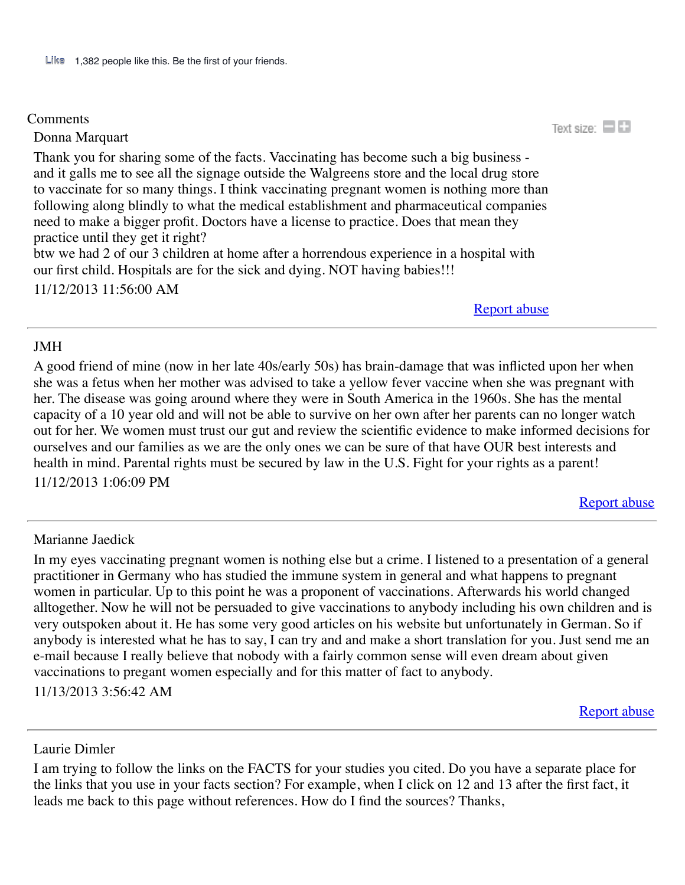Like 1,382 people like this. Be the first of your friends.

Comments

Text size:

Donna Marquart

Thank you for sharing some of the facts. Vaccinating has become such a big business - and it galls me to see all the signage outside the Walgreens store and the local drug store to vaccinate for so many things. I think vaccinating pregnant women is nothing more than following along blindly to what the medical establishment and pharmaceutical companies need to make a bigger profit. Doctors have a license to practice. Does that mean they practice until they get it right?
btw we had 2 of our 3 children at home after a horrendous experience in a hospital with our first child. Hospitals are for the sick and dying. NOT having babies!!!

11/12/2013 11:56:00 AM

Report abuse

---

JMH

A good friend of mine (now in her late 40s/early 50s) has brain-damage that was inflicted upon her when she was a fetus when her mother was advised to take a yellow fever vaccine when she was pregnant with her. The disease was going around where they were in South America in the 1960s. She has the mental capacity of a 10 year old and will not be able to survive on her own after her parents can no longer watch out for her. We women must trust our gut and review the scientific evidence to make informed decisions for ourselves and our families as we are the only ones we can be sure of that have OUR best interests and health in mind. Parental rights must be secured by law in the U.S. Fight for your rights as a parent!

11/12/2013 1:06:09 PM

Report abuse

---

Marianne Jaedick

In my eyes vaccinating pregnant women is nothing else but a crime. I listened to a presentation of a general practitioner in Germany who has studied the immune system in general and what happens to pregnant women in particular. Up to this point he was a proponent of vaccinations. Afterwards his world changed alltogether. Now he will not be persuaded to give vaccinations to anybody including his own children and is very outspoken about it. He has some very good articles on his website but unfortunately in German. So if anybody is interested what he has to say, I can try and and make a short translation for you. Just send me an e-mail because I really believe that nobody with a fairly common sense will even dream about given vaccinations to pregant women especially and for this matter of fact to anybody.

11/13/2013 3:56:42 AM

Report abuse

---

Laurie Dimler

I am trying to follow the links on the FACTS for your studies you cited. Do you have a separate place for the links that you use in your facts section? For example, when I click on 12 and 13 after the first fact, it leads me back to this page without references. How do I find the sources? Thanks,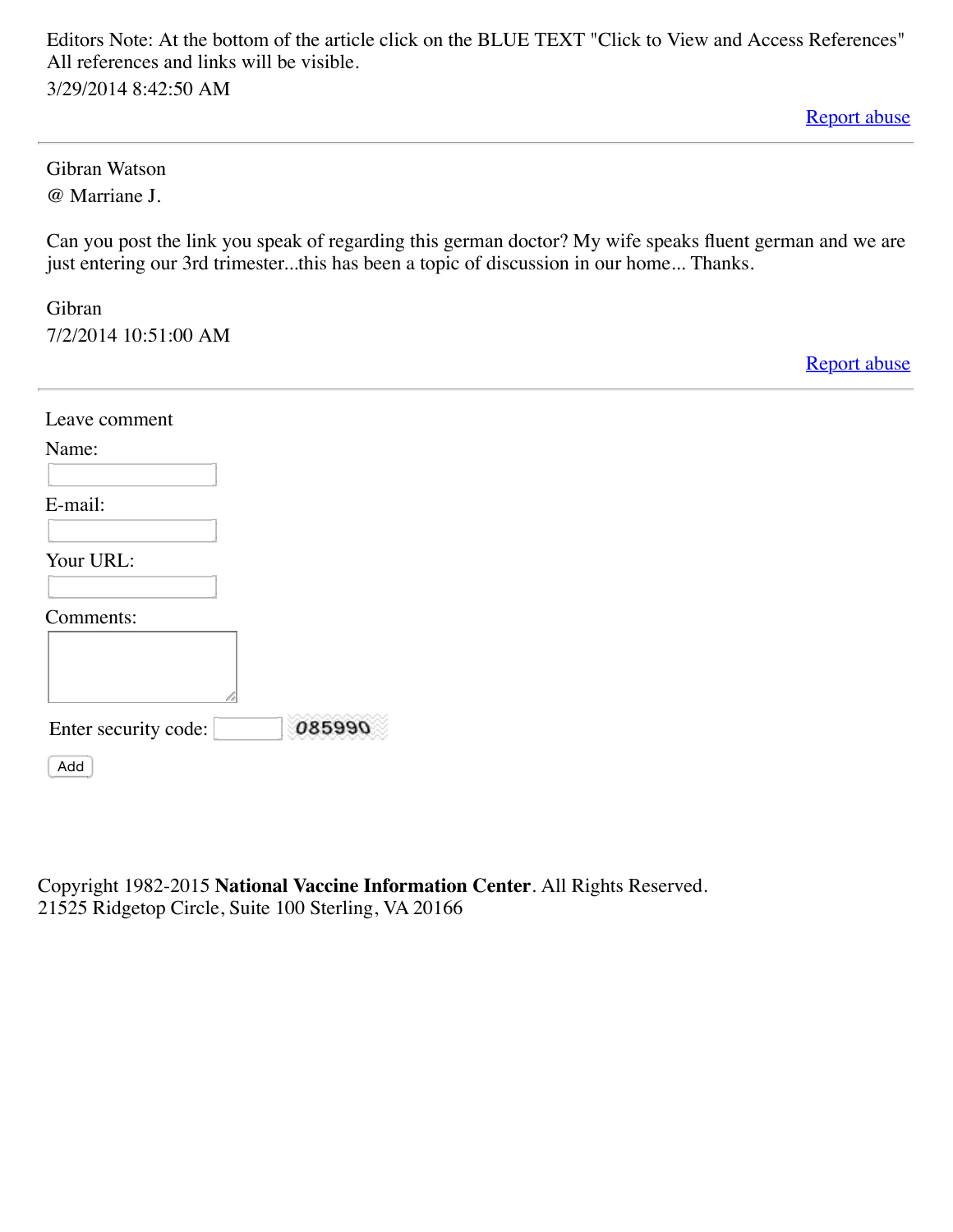Editors Note: At the bottom of the article click on the BLUE TEXT "Click to View and Access References" All references and links will be visible.

3/29/2014 8:42:50 AM

Report abuse

---

Gibran Watson

@ Marriane J.

Can you post the link you speak of regarding this german doctor? My wife speaks fluent german and we are just entering our 3rd trimester...this has been a topic of discussion in our home... Thanks.

Gibran

7/2/2014 10:51:00 AM

Report abuse

---

Leave comment

Name:

E-mail:

Your URL:

Comments:

Enter security code: 085990

Add

Copyright 1982-2015 **National Vaccine Information Center**. All Rights Reserved.
21525 Ridgetop Circle, Suite 100 Sterling, VA 20166